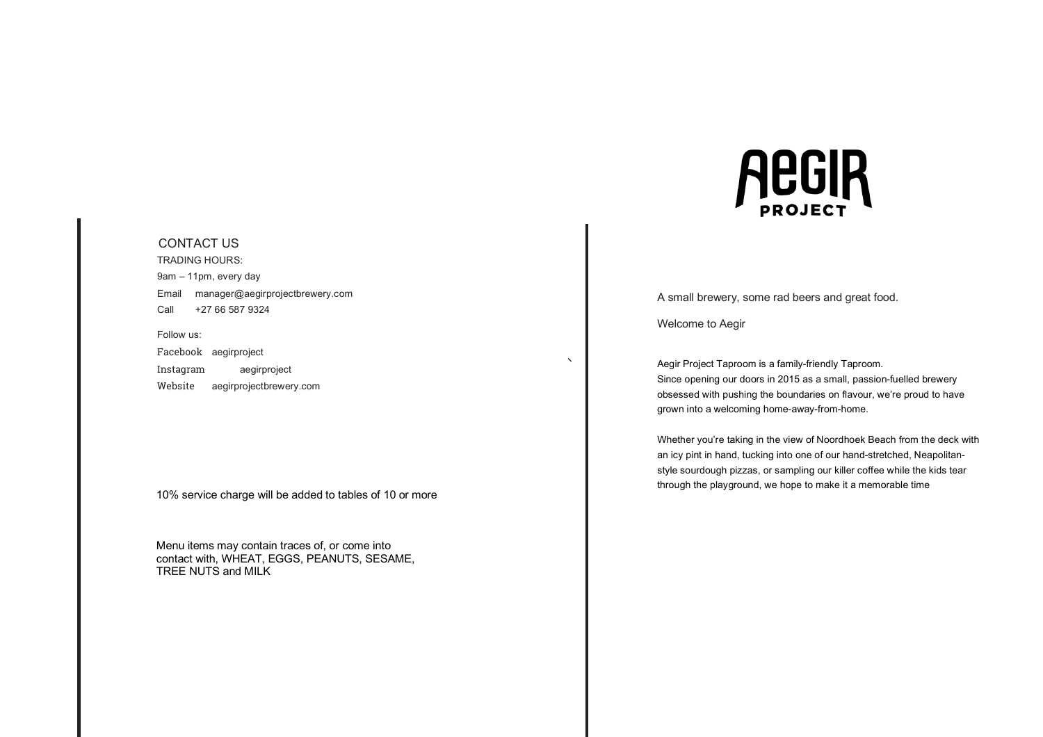## CONTACT US

TRADING HOURS:

9am – 11pm, every day

Email manager@aegirprojectbrewery.com

Call +27 66 587 9324

Follow us:

Facebook aegirproject

Instagram aegirproject

Website aegirprojectbrewery.com

10% service charge will be added to tables of 10 or more

Menu items may contain traces of, or come into contact with, WHEAT, EGGS, PEANUTS, SESAME, TREE NUTS and MILK

# AEGIR PROJECT

A small brewery, some rad beers and great food.

Welcome to Aegir

Aegir Project Taproom is a family-friendly Taproom.
Since opening our doors in 2015 as a small, passion-fuelled brewery obsessed with pushing the boundaries on flavour, we're proud to have grown into a welcoming home-away-from-home.

Whether you're taking in the view of Noordhoek Beach from the deck with an icy pint in hand, tucking into one of our hand-stretched, Neapolitan-style sourdough pizzas, or sampling our killer coffee while the kids tear through the playground, we hope to make it a memorable time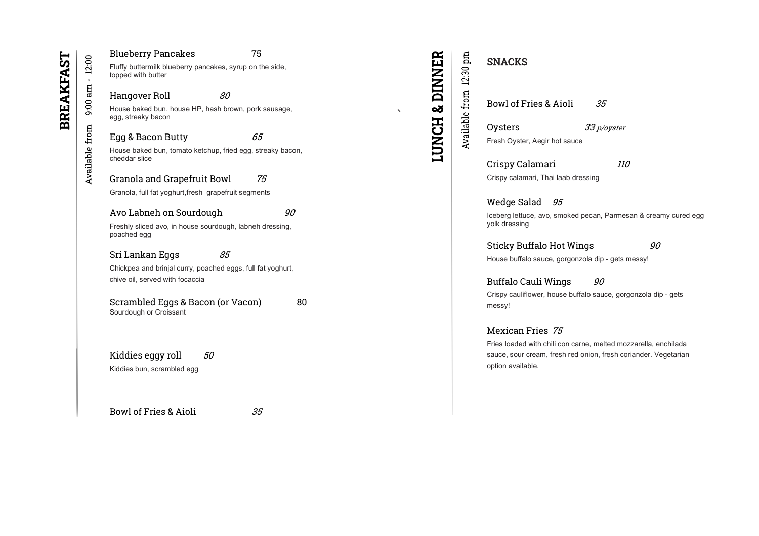# BREAKFAST

Available from 9:00 am - 12:00

### Blueberry Pancakes 75

Fluffy buttermilk blueberry pancakes, syrup on the side, topped with butter

### Hangover Roll *80*

House baked bun, house HP, hash brown, pork sausage, egg, streaky bacon

### Egg & Bacon Butty *65*

House baked bun, tomato ketchup, fried egg, streaky bacon, cheddar slice

### Granola and Grapefruit Bowl *75*

Granola, full fat yoghurt,fresh grapefruit segments

### Avo Labneh on Sourdough *90*

Freshly sliced avo, in house sourdough, labneh dressing, poached egg

### Sri Lankan Eggs *85*

Chickpea and brinjal curry, poached eggs, full fat yoghurt, chive oil, served with focaccia

### Scrambled Eggs & Bacon (or Vacon) 80

Sourdough or Croissant

### Kiddies eggy roll *50*

Kiddies bun, scrambled egg

### Bowl of Fries & Aioli *35*

# LUNCH & DINNER

Available from 12:30 pm

## SNACKS

### Bowl of Fries & Aioli *35*

### Oysters *33 p/oyster*

Fresh Oyster, Aegir hot sauce

### Crispy Calamari *110*

Crispy calamari, Thai laab dressing

### Wedge Salad *95*

Iceberg lettuce, avo, smoked pecan, Parmesan & creamy cured egg yolk dressing

### Sticky Buffalo Hot Wings *90*

House buffalo sauce, gorgonzola dip - gets messy!

### Buffalo Cauli Wings *90*

Crispy cauliflower, house buffalo sauce, gorgonzola dip - gets messy!

### Mexican Fries *75*

Fries loaded with chili con carne, melted mozzarella, enchilada sauce, sour cream, fresh red onion, fresh coriander. Vegetarian option available.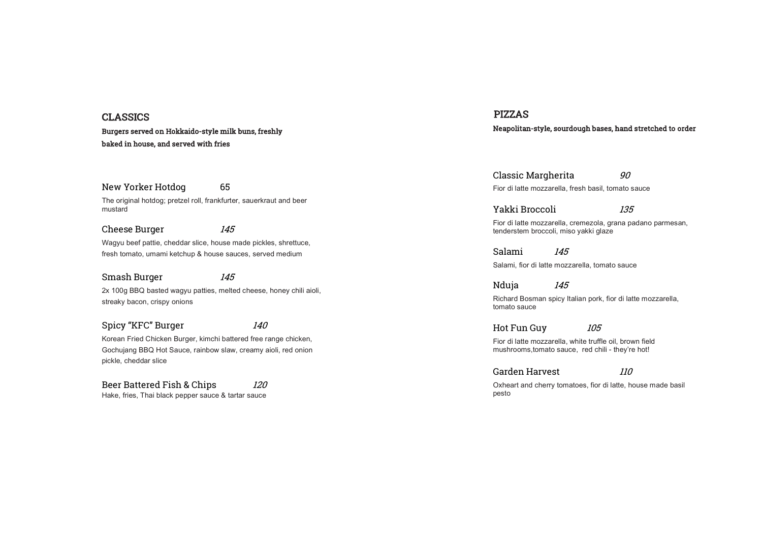## CLASSICS

**Burgers served on Hokkaido-style milk buns, freshly baked in house, and served with fries**

### New Yorker Hotdog 65

The original hotdog; pretzel roll, frankfurter, sauerkraut and beer mustard

### Cheese Burger *145*

Wagyu beef pattie, cheddar slice, house made pickles, shrettuce, fresh tomato, umami ketchup & house sauces, served medium

### Smash Burger *145*

2x 100g BBQ basted wagyu patties, melted cheese, honey chili aioli, streaky bacon, crispy onions

### Spicy "KFC" Burger *140*

Korean Fried Chicken Burger, kimchi battered free range chicken, Gochujang BBQ Hot Sauce, rainbow slaw, creamy aioli, red onion pickle, cheddar slice

### Beer Battered Fish & Chips *120*

Hake, fries, Thai black pepper sauce & tartar sauce

## PIZZAS

**Neapolitan-style, sourdough bases, hand stretched to order**

### Classic Margherita *90*

Fior di latte mozzarella, fresh basil, tomato sauce

### Yakki Broccoli *135*

Fior di latte mozzarella, cremezola, grana padano parmesan, tenderstem broccoli, miso yakki glaze

### Salami *145*

Salami, fior di latte mozzarella, tomato sauce

### Nduja *145*

Richard Bosman spicy Italian pork, fior di latte mozzarella, tomato sauce

### Hot Fun Guy *105*

Fior di latte mozzarella, white truffle oil, brown field mushrooms,tomato sauce, red chili - they're hot!

### Garden Harvest *110*

Oxheart and cherry tomatoes, fior di latte, house made basil pesto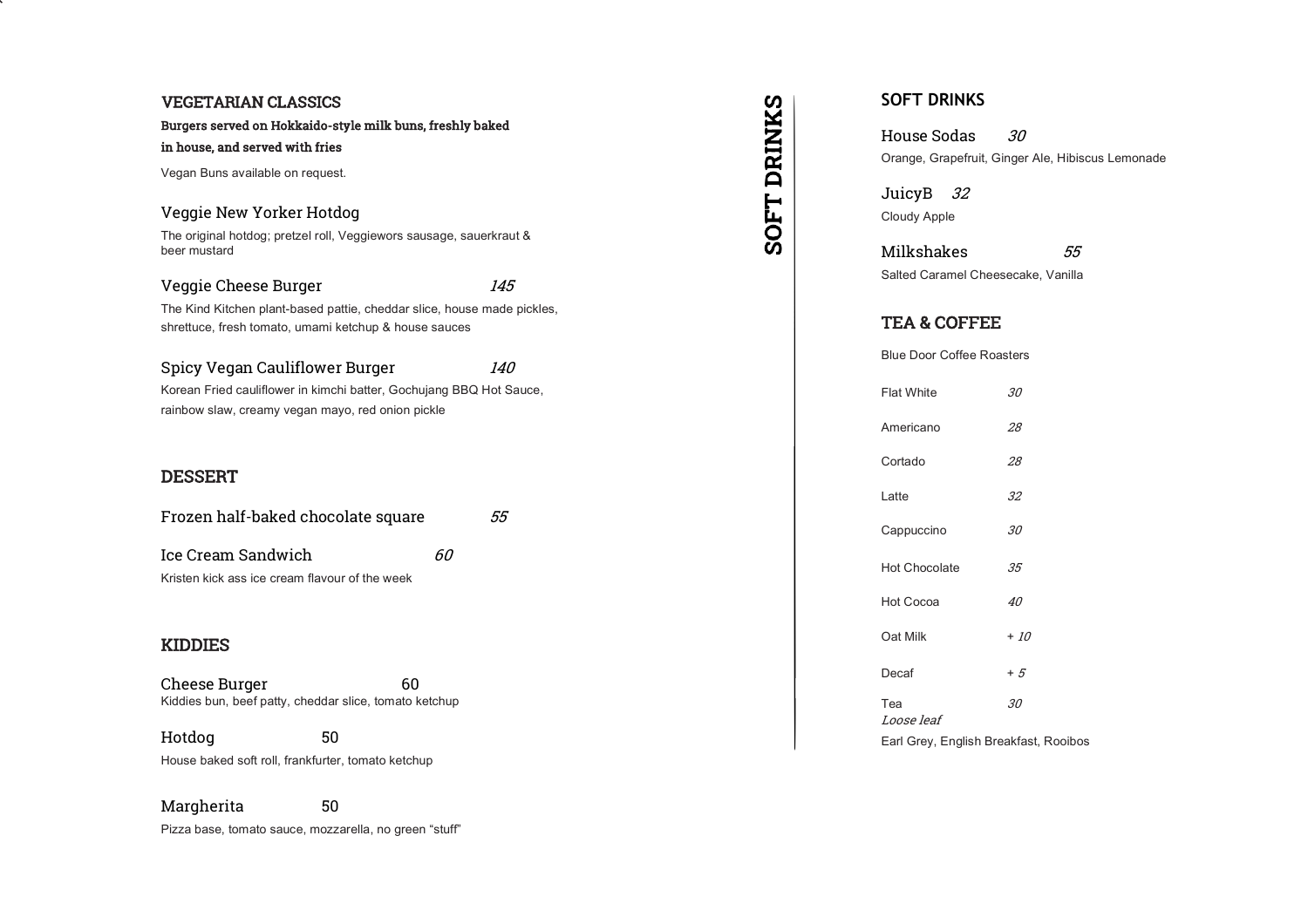## VEGETARIAN CLASSICS

**Burgers served on Hokkaido-style milk buns, freshly baked in house, and served with fries**

Vegan Buns available on request.

### Veggie New Yorker Hotdog

The original hotdog; pretzel roll, Veggiewors sausage, sauerkraut & beer mustard

### Veggie Cheese Burger *145*

The Kind Kitchen plant-based pattie, cheddar slice, house made pickles, shrettuce, fresh tomato, umami ketchup & house sauces

### Spicy Vegan Cauliflower Burger *140*

Korean Fried cauliflower in kimchi batter, Gochujang BBQ Hot Sauce, rainbow slaw, creamy vegan mayo, red onion pickle

## DESSERT

### Frozen half-baked chocolate square *55*

### Ice Cream Sandwich *60*

Kristen kick ass ice cream flavour of the week

## KIDDIES

### Cheese Burger 60

Kiddies bun, beef patty, cheddar slice, tomato ketchup

### Hotdog 50

House baked soft roll, frankfurter, tomato ketchup

### Margherita 50

Pizza base, tomato sauce, mozzarella, no green "stuff"

# SOFT DRINKS

## SOFT DRINKS

### House Sodas *30*

Orange, Grapefruit, Ginger Ale, Hibiscus Lemonade

### JuicyB *32*

Cloudy Apple

### Milkshakes *55*

Salted Caramel Cheesecake, Vanilla

## TEA & COFFEE

Blue Door Coffee Roasters

| | |
|---|---|
| Flat White | *30* |
| Americano | *28* |
| Cortado | *28* |
| Latte | *32* |
| Cappuccino | *30* |
| Hot Chocolate | *35* |
| Hot Cocoa | *40* |
| Oat Milk | + *10* |
| Decaf | + *5* |
| Tea *Loose leaf* | *30* |

Earl Grey, English Breakfast, Rooibos